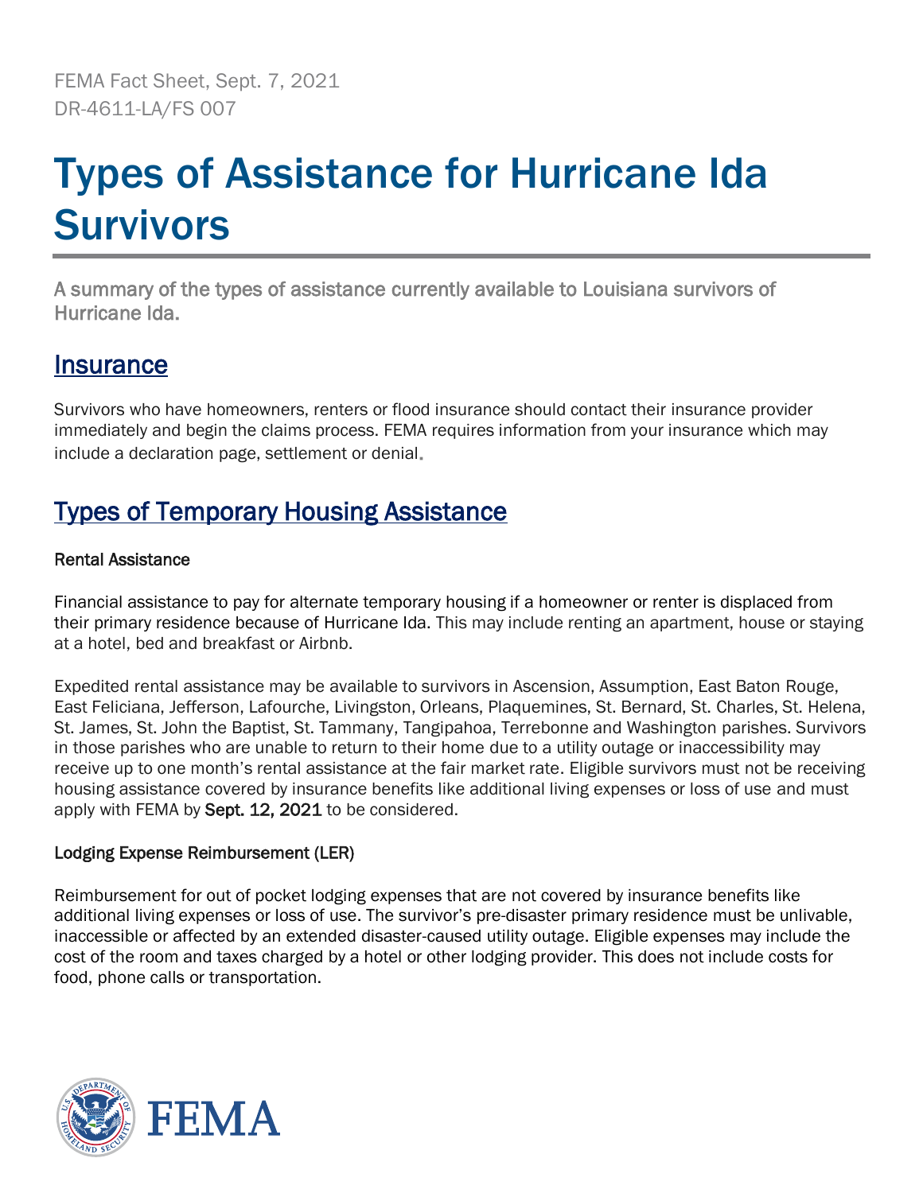FEMA Fact Sheet, Sept. 7, 2021
DR-4611-LA/FS 007

# Types of Assistance for Hurricane Ida Survivors

A summary of the types of assistance currently available to Louisiana survivors of Hurricane Ida.

## Insurance

Survivors who have homeowners, renters or flood insurance should contact their insurance provider immediately and begin the claims process. FEMA requires information from your insurance which may include a declaration page, settlement or denial.

## Types of Temporary Housing Assistance

### Rental Assistance

Financial assistance to pay for alternate temporary housing if a homeowner or renter is displaced from their primary residence because of Hurricane Ida. This may include renting an apartment, house or staying at a hotel, bed and breakfast or Airbnb.

Expedited rental assistance may be available to survivors in Ascension, Assumption, East Baton Rouge, East Feliciana, Jefferson, Lafourche, Livingston, Orleans, Plaquemines, St. Bernard, St. Charles, St. Helena, St. James, St. John the Baptist, St. Tammany, Tangipahoa, Terrebonne and Washington parishes. Survivors in those parishes who are unable to return to their home due to a utility outage or inaccessibility may receive up to one month's rental assistance at the fair market rate. Eligible survivors must not be receiving housing assistance covered by insurance benefits like additional living expenses or loss of use and must apply with FEMA by **Sept. 12, 2021** to be considered.

### Lodging Expense Reimbursement (LER)

Reimbursement for out of pocket lodging expenses that are not covered by insurance benefits like additional living expenses or loss of use. The survivor's pre-disaster primary residence must be unlivable, inaccessible or affected by an extended disaster-caused utility outage. Eligible expenses may include the cost of the room and taxes charged by a hotel or other lodging provider. This does not include costs for food, phone calls or transportation.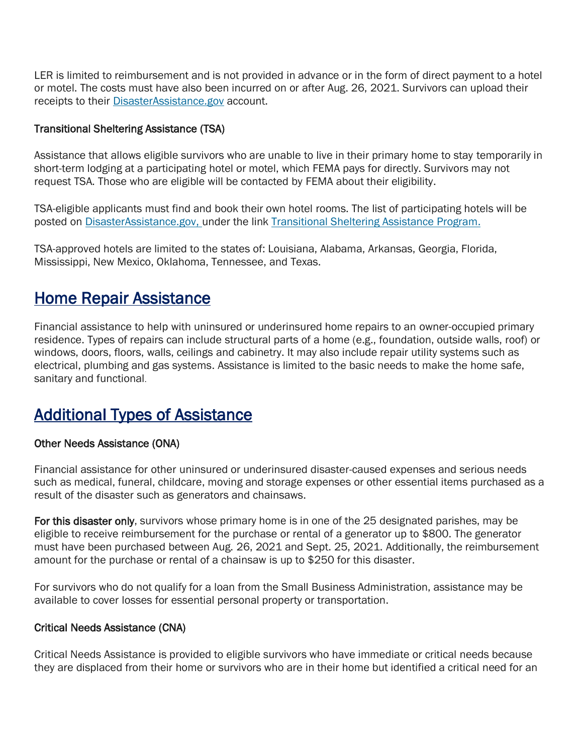LER is limited to reimbursement and is not provided in advance or in the form of direct payment to a hotel or motel. The costs must have also been incurred on or after Aug. 26, 2021. Survivors can upload their receipts to their [DisasterAssistance.gov](DisasterAssistance.gov) account.

### Transitional Sheltering Assistance (TSA)

Assistance that allows eligible survivors who are unable to live in their primary home to stay temporarily in short-term lodging at a participating hotel or motel, which FEMA pays for directly. Survivors may not request TSA. Those who are eligible will be contacted by FEMA about their eligibility.

TSA-eligible applicants must find and book their own hotel rooms. The list of participating hotels will be posted on [DisasterAssistance.gov,](DisasterAssistance.gov) under the link [Transitional Sheltering Assistance Program.]()

TSA-approved hotels are limited to the states of: Louisiana, Alabama, Arkansas, Georgia, Florida, Mississippi, New Mexico, Oklahoma, Tennessee, and Texas.

## Home Repair Assistance

Financial assistance to help with uninsured or underinsured home repairs to an owner-occupied primary residence. Types of repairs can include structural parts of a home (e.g., foundation, outside walls, roof) or windows, doors, floors, walls, ceilings and cabinetry. It may also include repair utility systems such as electrical, plumbing and gas systems. Assistance is limited to the basic needs to make the home safe, sanitary and functional.

## Additional Types of Assistance

### Other Needs Assistance (ONA)

Financial assistance for other uninsured or underinsured disaster-caused expenses and serious needs such as medical, funeral, childcare, moving and storage expenses or other essential items purchased as a result of the disaster such as generators and chainsaws.

**For this disaster only**, survivors whose primary home is in one of the 25 designated parishes, may be eligible to receive reimbursement for the purchase or rental of a generator up to $800. The generator must have been purchased between Aug. 26, 2021 and Sept. 25, 2021. Additionally, the reimbursement amount for the purchase or rental of a chainsaw is up to $250 for this disaster.

For survivors who do not qualify for a loan from the Small Business Administration, assistance may be available to cover losses for essential personal property or transportation.

### Critical Needs Assistance (CNA)

Critical Needs Assistance is provided to eligible survivors who have immediate or critical needs because they are displaced from their home or survivors who are in their home but identified a critical need for an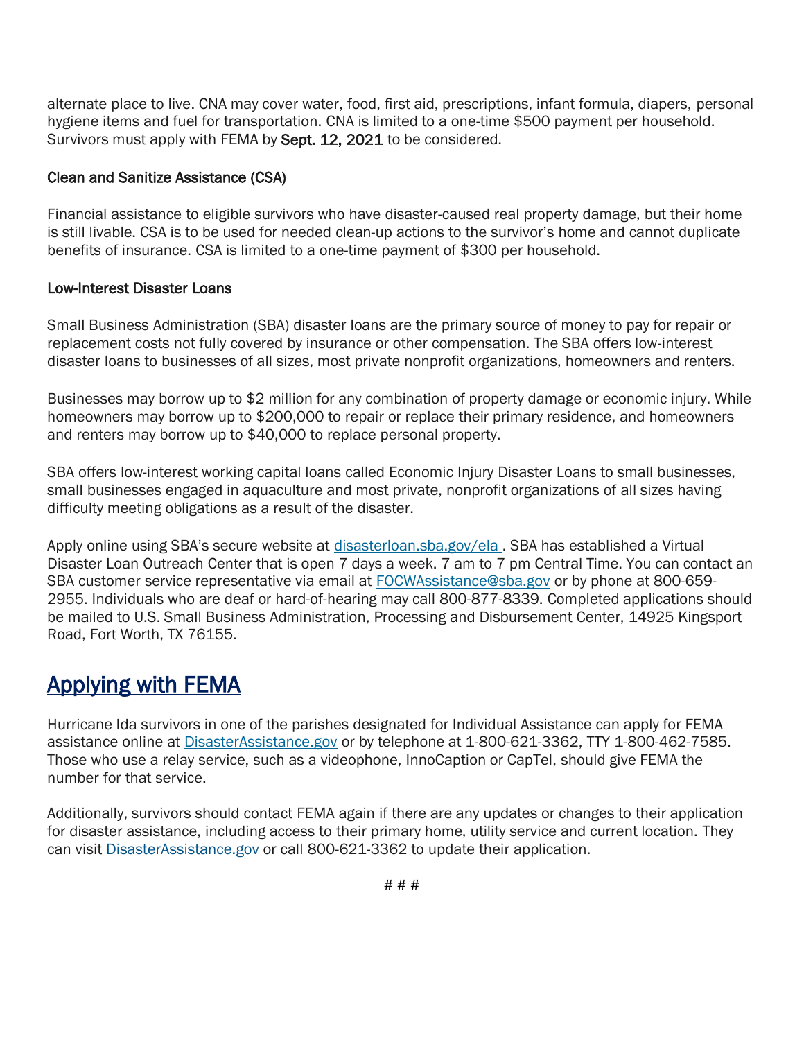alternate place to live. CNA may cover water, food, first aid, prescriptions, infant formula, diapers, personal hygiene items and fuel for transportation. CNA is limited to a one-time $500 payment per household. Survivors must apply with FEMA by **Sept. 12, 2021** to be considered.

### Clean and Sanitize Assistance (CSA)

Financial assistance to eligible survivors who have disaster-caused real property damage, but their home is still livable. CSA is to be used for needed clean-up actions to the survivor's home and cannot duplicate benefits of insurance. CSA is limited to a one-time payment of $300 per household.

### Low-Interest Disaster Loans

Small Business Administration (SBA) disaster loans are the primary source of money to pay for repair or replacement costs not fully covered by insurance or other compensation. The SBA offers low-interest disaster loans to businesses of all sizes, most private nonprofit organizations, homeowners and renters.

Businesses may borrow up to $2 million for any combination of property damage or economic injury. While homeowners may borrow up to $200,000 to repair or replace their primary residence, and homeowners and renters may borrow up to $40,000 to replace personal property.

SBA offers low-interest working capital loans called Economic Injury Disaster Loans to small businesses, small businesses engaged in aquaculture and most private, nonprofit organizations of all sizes having difficulty meeting obligations as a result of the disaster.

Apply online using SBA's secure website at [disasterloan.sba.gov/ela](disasterloan.sba.gov/ela) . SBA has established a Virtual Disaster Loan Outreach Center that is open 7 days a week. 7 am to 7 pm Central Time. You can contact an SBA customer service representative via email at [FOCWAssistance@sba.gov](mailto:FOCWAssistance@sba.gov) or by phone at 800-659-2955. Individuals who are deaf or hard-of-hearing may call 800-877-8339. Completed applications should be mailed to U.S. Small Business Administration, Processing and Disbursement Center, 14925 Kingsport Road, Fort Worth, TX 76155.

## Applying with FEMA

Hurricane Ida survivors in one of the parishes designated for Individual Assistance can apply for FEMA assistance online at [DisasterAssistance.gov](DisasterAssistance.gov) or by telephone at 1-800-621-3362, TTY 1-800-462-7585. Those who use a relay service, such as a videophone, InnoCaption or CapTel, should give FEMA the number for that service.

Additionally, survivors should contact FEMA again if there are any updates or changes to their application for disaster assistance, including access to their primary home, utility service and current location. They can visit [DisasterAssistance.gov](DisasterAssistance.gov) or call 800-621-3362 to update their application.

# # #